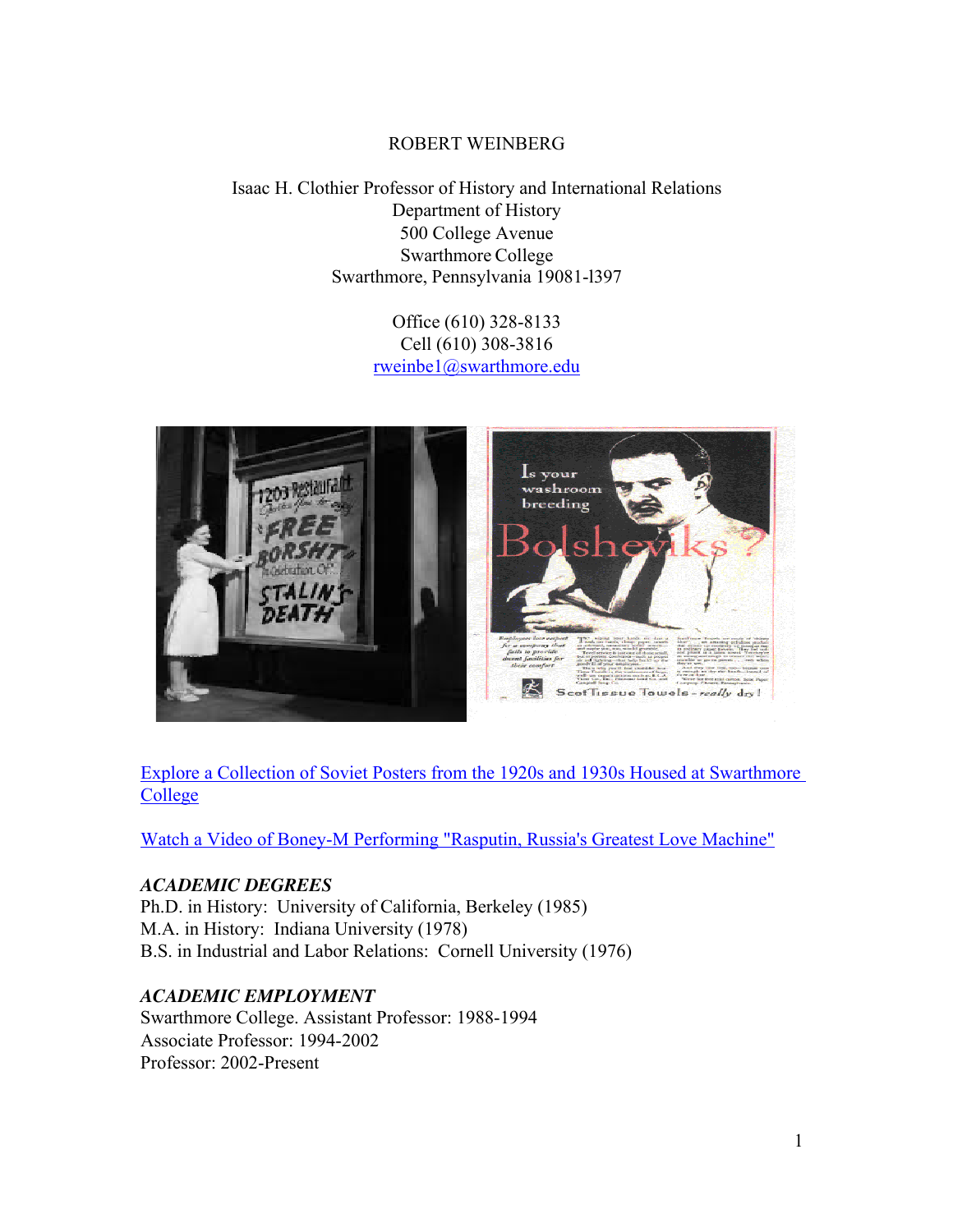ROBERT WEINBERG

Isaac H. Clothier Professor of History and International Relations
Department of History
500 College Avenue
Swarthmore College
Swarthmore, Pennsylvania 19081-l397

Office (610) 328-8133
Cell (610) 308-3816
rweinbe1@swarthmore.edu

Explore a Collection of Soviet Posters from the 1920s and 1930s Housed at Swarthmore College

Watch a Video of Boney-M Performing "Rasputin, Russia's Greatest Love Machine"

### *ACADEMIC DEGREES*

Ph.D. in History: University of California, Berkeley (1985)
M.A. in History: Indiana University (1978)
B.S. in Industrial and Labor Relations: Cornell University (1976)

### *ACADEMIC EMPLOYMENT*

Swarthmore College. Assistant Professor: 1988-1994
Associate Professor: 1994-2002
Professor: 2002-Present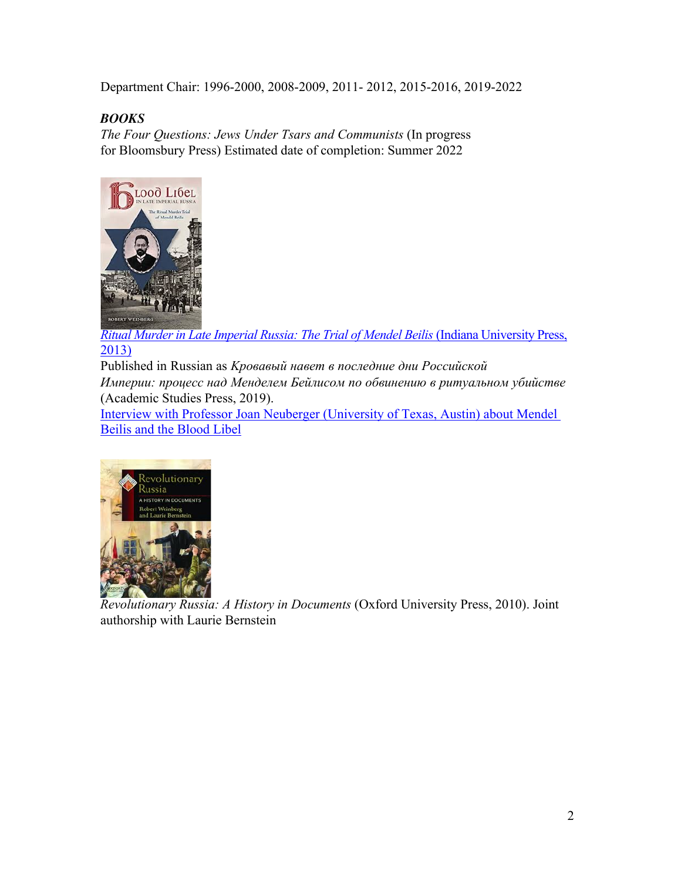Department Chair: 1996-2000, 2008-2009, 2011- 2012, 2015-2016, 2019-2022

***BOOKS***

*The Four Questions: Jews Under Tsars and Communists* (In progress for Bloomsbury Press) Estimated date of completion: Summer 2022

*Ritual Murder in Late Imperial Russia: The Trial of Mendel Beilis* (Indiana University Press, 2013)

Published in Russian as *Кровавый навет в последние дни Российской Империи: процесс над Менделем Бейлисом по обвинению в ритуальном убийстве* (Academic Studies Press, 2019).

Interview with Professor Joan Neuberger (University of Texas, Austin) about Mendel Beilis and the Blood Libel

*Revolutionary Russia: A History in Documents* (Oxford University Press, 2010). Joint authorship with Laurie Bernstein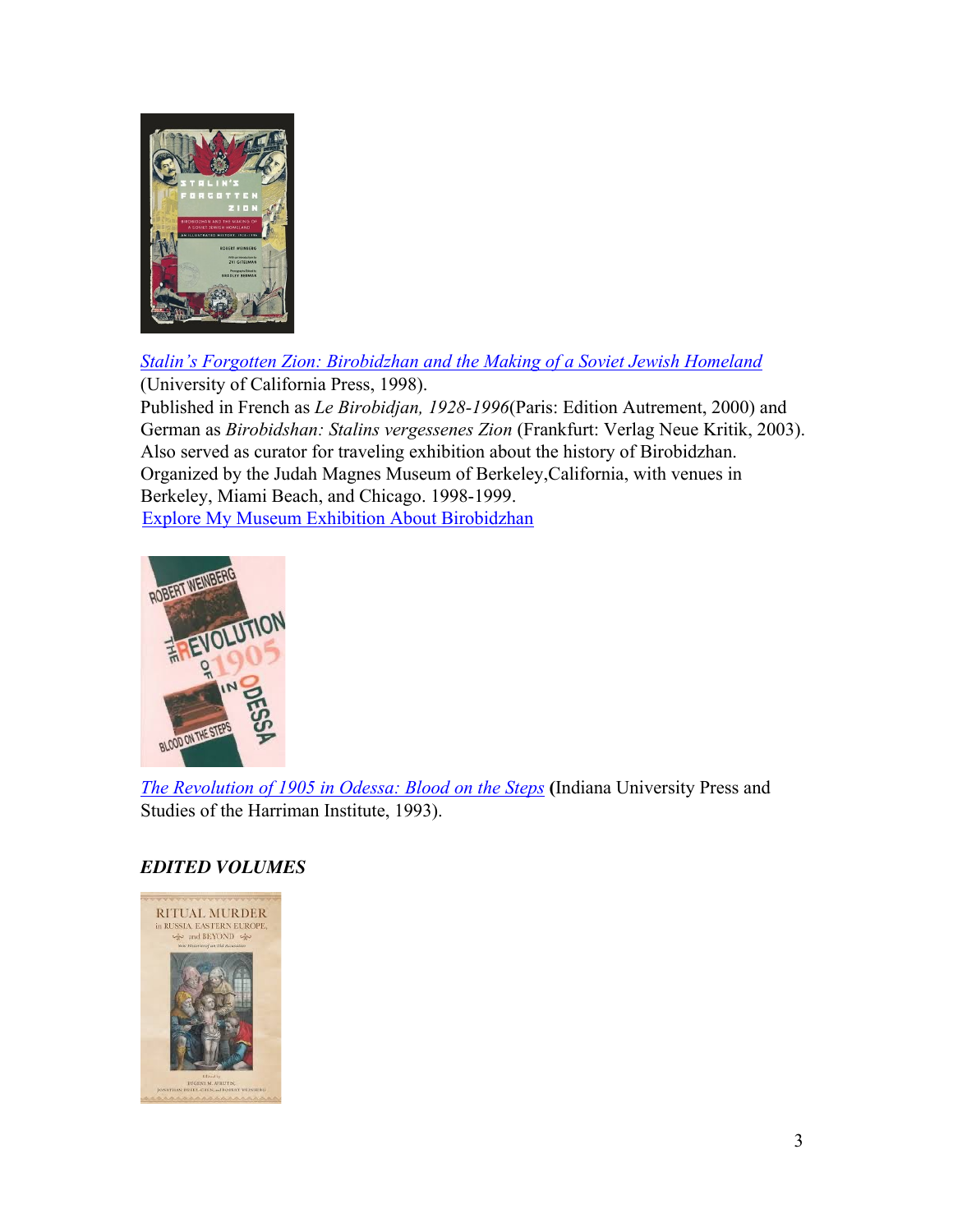*Stalin's Forgotten Zion: Birobidzhan and the Making of a Soviet Jewish Homeland* (University of California Press, 1998).
Published in French as *Le Birobidjan, 1928-1996*(Paris: Edition Autrement, 2000) and German as *Birobidshan: Stalins vergessenes Zion* (Frankfurt: Verlag Neue Kritik, 2003).
Also served as curator for traveling exhibition about the history of Birobidzhan. Organized by the Judah Magnes Museum of Berkeley,California, with venues in Berkeley, Miami Beach, and Chicago. 1998-1999.
Explore My Museum Exhibition About Birobidzhan

*The Revolution of 1905 in Odessa: Blood on the Steps* **(**Indiana University Press and Studies of the Harriman Institute, 1993).

***EDITED VOLUMES***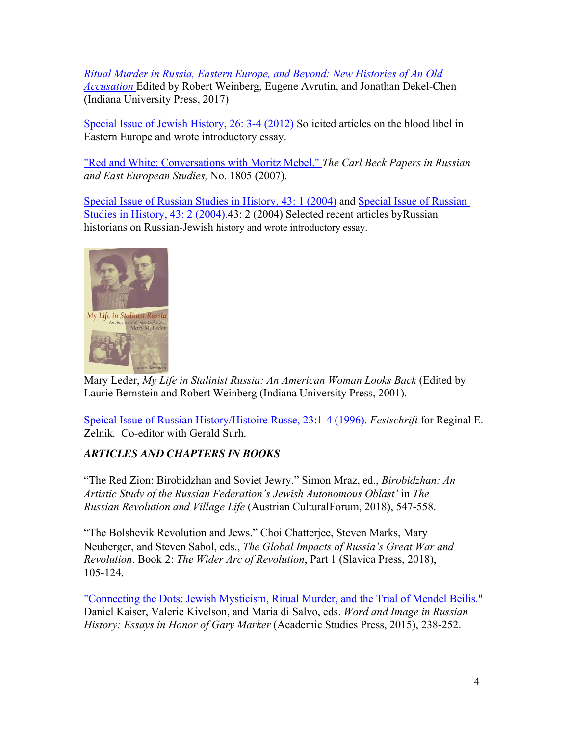[Ritual Murder in Russia, Eastern Europe, and Beyond: New Histories of An Old Accusation](#) Edited by Robert Weinberg, Eugene Avrutin, and Jonathan Dekel-Chen (Indiana University Press, 2017)

[Special Issue of Jewish History, 26: 3-4 (2012)](#) Solicited articles on the blood libel in Eastern Europe and wrote introductory essay.

["Red and White: Conversations with Moritz Mebel."](#) *The Carl Beck Papers in Russian and East European Studies,* No. 1805 (2007).

[Special Issue of Russian Studies in History, 43: 1 (2004)](#) and [Special Issue of Russian Studies in History, 43: 2 (2004).](#)43: 2 (2004) Selected recent articles byRussian historians on Russian-Jewish history and wrote introductory essay.

Mary Leder, *My Life in Stalinist Russia: An American Woman Looks Back* (Edited by Laurie Bernstein and Robert Weinberg (Indiana University Press, 2001).

[Speical Issue of Russian History/Histoire Russe, 23:1-4 (1996).](#) *Festschrift* for Reginal E. Zelnik. Co-editor with Gerald Surh.

### *ARTICLES AND CHAPTERS IN BOOKS*

"The Red Zion: Birobidzhan and Soviet Jewry." Simon Mraz, ed., *Birobidzhan: An Artistic Study of the Russian Federation's Jewish Autonomous Oblast'* in *The Russian Revolution and Village Life* (Austrian CulturalForum, 2018), 547-558.

"The Bolshevik Revolution and Jews." Choi Chatterjee, Steven Marks, Mary Neuberger, and Steven Sabol, eds., *The Global Impacts of Russia's Great War and Revolution*. Book 2: *The Wider Arc of Revolution*, Part 1 (Slavica Press, 2018), 105-124.

["Connecting the Dots: Jewish Mysticism, Ritual Murder, and the Trial of Mendel Beilis."](#) Daniel Kaiser, Valerie Kivelson, and Maria di Salvo, eds. *Word and Image in Russian History: Essays in Honor of Gary Marker* (Academic Studies Press, 2015), 238-252.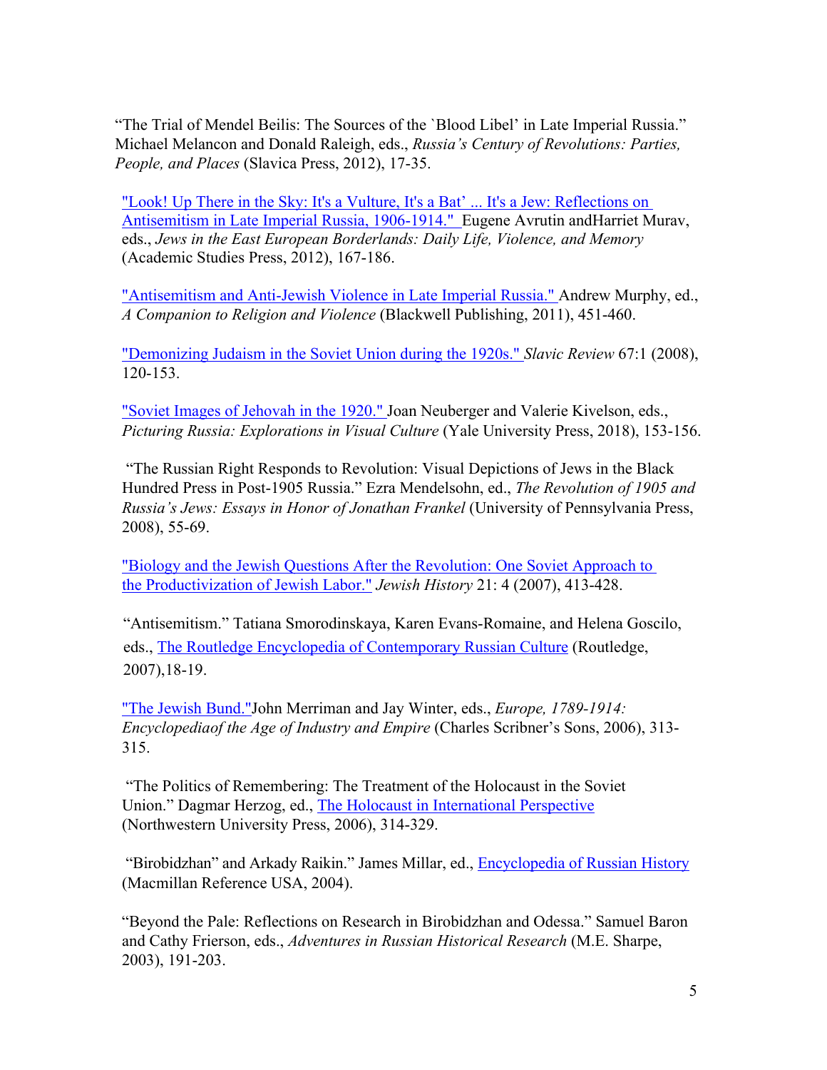"The Trial of Mendel Beilis: The Sources of the `Blood Libel' in Late Imperial Russia." Michael Melancon and Donald Raleigh, eds., *Russia's Century of Revolutions: Parties, People, and Places* (Slavica Press, 2012), 17-35.

"Look! Up There in the Sky: It's a Vulture, It's a Bat' ... It's a Jew: Reflections on Antisemitism in Late Imperial Russia, 1906-1914." Eugene Avrutin andHarriet Murav, eds., *Jews in the East European Borderlands: Daily Life, Violence, and Memory* (Academic Studies Press, 2012), 167-186.

"Antisemitism and Anti-Jewish Violence in Late Imperial Russia." Andrew Murphy, ed., *A Companion to Religion and Violence* (Blackwell Publishing, 2011), 451-460.

"Demonizing Judaism in the Soviet Union during the 1920s." *Slavic Review* 67:1 (2008), 120-153.

"Soviet Images of Jehovah in the 1920." Joan Neuberger and Valerie Kivelson, eds., *Picturing Russia: Explorations in Visual Culture* (Yale University Press, 2018), 153-156.

"The Russian Right Responds to Revolution: Visual Depictions of Jews in the Black Hundred Press in Post-1905 Russia." Ezra Mendelsohn, ed., *The Revolution of 1905 and Russia's Jews: Essays in Honor of Jonathan Frankel* (University of Pennsylvania Press, 2008), 55-69.

"Biology and the Jewish Questions After the Revolution: One Soviet Approach to the Productivization of Jewish Labor." *Jewish History* 21: 4 (2007), 413-428.

"Antisemitism." Tatiana Smorodinskaya, Karen Evans-Romaine, and Helena Goscilo, eds., The Routledge Encyclopedia of Contemporary Russian Culture (Routledge, 2007),18-19.

"The Jewish Bund."John Merriman and Jay Winter, eds., *Europe, 1789-1914: Encyclopediaof the Age of Industry and Empire* (Charles Scribner's Sons, 2006), 313-315.

"The Politics of Remembering: The Treatment of the Holocaust in the Soviet Union." Dagmar Herzog, ed., The Holocaust in International Perspective (Northwestern University Press, 2006), 314-329.

"Birobidzhan" and Arkady Raikin." James Millar, ed., Encyclopedia of Russian History (Macmillan Reference USA, 2004).

"Beyond the Pale: Reflections on Research in Birobidzhan and Odessa." Samuel Baron and Cathy Frierson, eds., *Adventures in Russian Historical Research* (M.E. Sharpe, 2003), 191-203.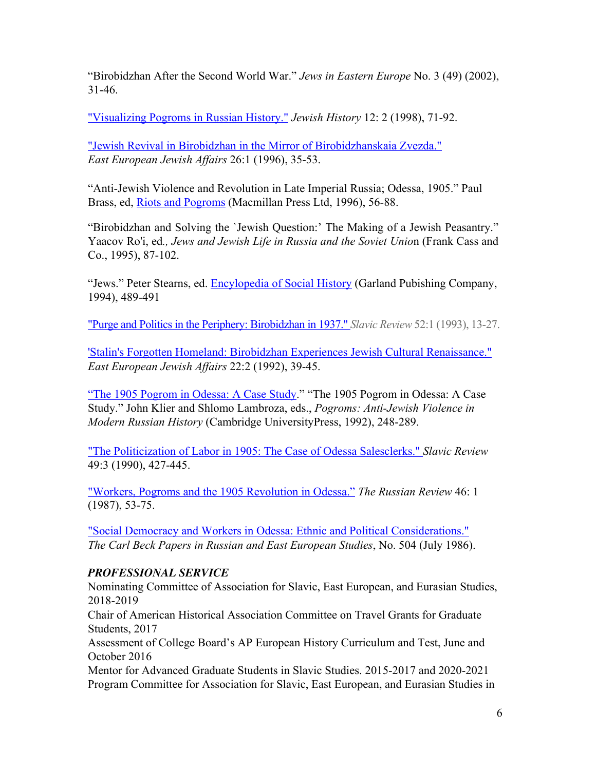"Birobidzhan After the Second World War." *Jews in Eastern Europe* No. 3 (49) (2002), 31-46.

"Visualizing Pogroms in Russian History." *Jewish History* 12: 2 (1998), 71-92.

"Jewish Revival in Birobidzhan in the Mirror of Birobidzhanskaia Zvezda." *East European Jewish Affairs* 26:1 (1996), 35-53.

"Anti-Jewish Violence and Revolution in Late Imperial Russia; Odessa, 1905." Paul Brass, ed, Riots and Pogroms (Macmillan Press Ltd, 1996), 56-88.

"Birobidzhan and Solving the `Jewish Question:' The Making of a Jewish Peasantry." Yaacov Ro'i, ed*., Jews and Jewish Life in Russia and the Soviet Unio*n (Frank Cass and Co., 1995), 87-102.

"Jews." Peter Stearns, ed. Encylopedia of Social History (Garland Pubishing Company, 1994), 489-491

"Purge and Politics in the Periphery: Birobidzhan in 1937." *Slavic Review* 52:1 (1993), 13-27.

'Stalin's Forgotten Homeland: Birobidzhan Experiences Jewish Cultural Renaissance." *East European Jewish Affairs* 22:2 (1992), 39-45.

"The 1905 Pogrom in Odessa: A Case Study." "The 1905 Pogrom in Odessa: A Case Study." John Klier and Shlomo Lambroza, eds., *Pogroms: Anti-Jewish Violence in Modern Russian History* (Cambridge UniversityPress, 1992), 248-289.

"The Politicization of Labor in 1905: The Case of Odessa Salesclerks." *Slavic Review* 49:3 (1990), 427-445.

"Workers, Pogroms and the 1905 Revolution in Odessa." *The Russian Review* 46: 1 (1987), 53-75.

"Social Democracy and Workers in Odessa: Ethnic and Political Considerations." *The Carl Beck Papers in Russian and East European Studies*, No. 504 (July 1986).

***PROFESSIONAL SERVICE***

Nominating Committee of Association for Slavic, East European, and Eurasian Studies, 2018-2019

Chair of American Historical Association Committee on Travel Grants for Graduate Students, 2017

Assessment of College Board's AP European History Curriculum and Test, June and October 2016

Mentor for Advanced Graduate Students in Slavic Studies. 2015-2017 and 2020-2021

Program Committee for Association for Slavic, East European, and Eurasian Studies in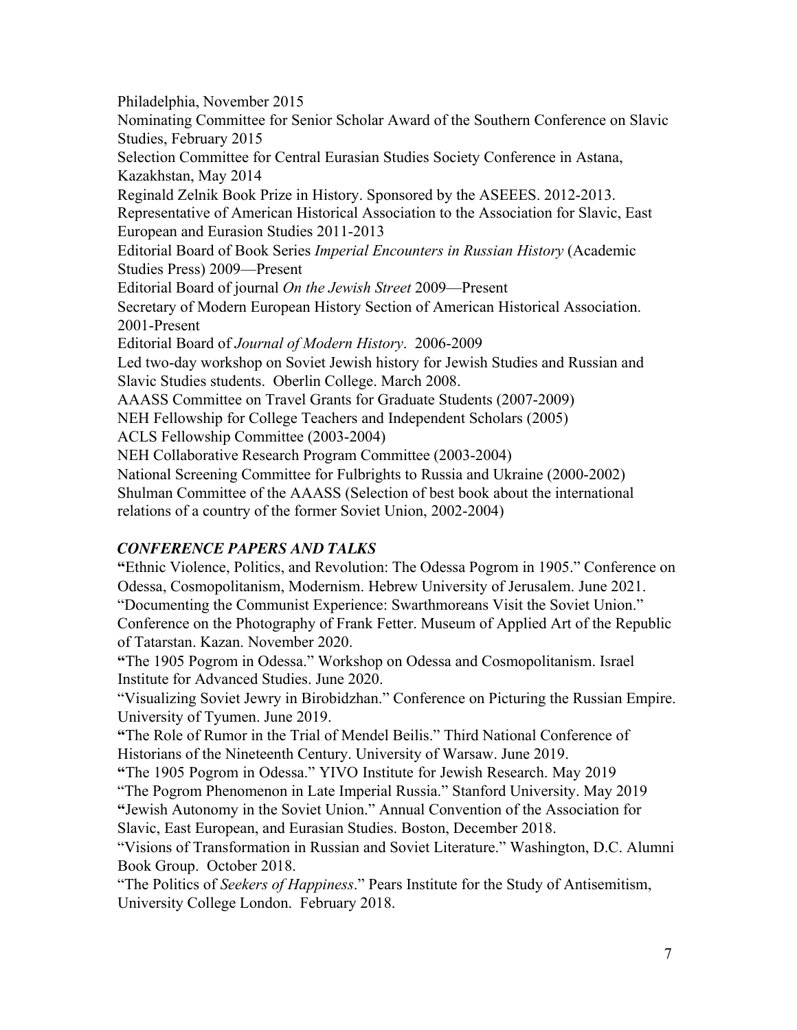Philadelphia, November 2015

Nominating Committee for Senior Scholar Award of the Southern Conference on Slavic Studies, February 2015

Selection Committee for Central Eurasian Studies Society Conference in Astana, Kazakhstan, May 2014

Reginald Zelnik Book Prize in History. Sponsored by the ASEEES. 2012-2013.

Representative of American Historical Association to the Association for Slavic, East European and Eurasion Studies 2011-2013

Editorial Board of Book Series *Imperial Encounters in Russian History* (Academic Studies Press) 2009—Present

Editorial Board of journal *On the Jewish Street* 2009—Present

Secretary of Modern European History Section of American Historical Association. 2001-Present

Editorial Board of *Journal of Modern History*. 2006-2009

Led two-day workshop on Soviet Jewish history for Jewish Studies and Russian and Slavic Studies students. Oberlin College. March 2008.

AAASS Committee on Travel Grants for Graduate Students (2007-2009)

NEH Fellowship for College Teachers and Independent Scholars (2005)

ACLS Fellowship Committee (2003-2004)

NEH Collaborative Research Program Committee (2003-2004)

National Screening Committee for Fulbrights to Russia and Ukraine (2000-2002)

Shulman Committee of the AAASS (Selection of best book about the international relations of a country of the former Soviet Union, 2002-2004)

## *CONFERENCE PAPERS AND TALKS*

**"**Ethnic Violence, Politics, and Revolution: The Odessa Pogrom in 1905." Conference on Odessa, Cosmopolitanism, Modernism. Hebrew University of Jerusalem. June 2021.

"Documenting the Communist Experience: Swarthmoreans Visit the Soviet Union." Conference on the Photography of Frank Fetter. Museum of Applied Art of the Republic of Tatarstan. Kazan. November 2020.

**"**The 1905 Pogrom in Odessa." Workshop on Odessa and Cosmopolitanism. Israel Institute for Advanced Studies. June 2020.

"Visualizing Soviet Jewry in Birobidzhan." Conference on Picturing the Russian Empire. University of Tyumen. June 2019.

**"**The Role of Rumor in the Trial of Mendel Beilis." Third National Conference of Historians of the Nineteenth Century. University of Warsaw. June 2019.

**"**The 1905 Pogrom in Odessa." YIVO Institute for Jewish Research. May 2019

"The Pogrom Phenomenon in Late Imperial Russia." Stanford University. May 2019

**"**Jewish Autonomy in the Soviet Union." Annual Convention of the Association for Slavic, East European, and Eurasian Studies. Boston, December 2018.

"Visions of Transformation in Russian and Soviet Literature." Washington, D.C. Alumni Book Group. October 2018.

"The Politics of *Seekers of Happiness*." Pears Institute for the Study of Antisemitism, University College London. February 2018.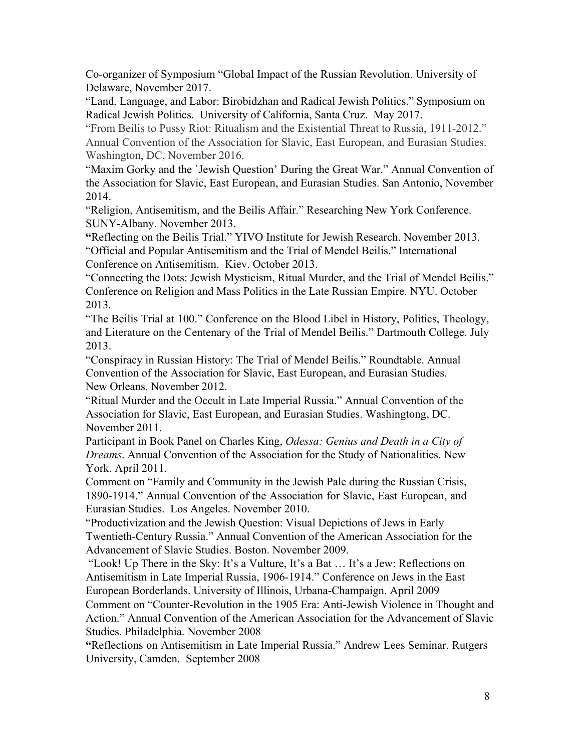Co-organizer of Symposium “Global Impact of the Russian Revolution. University of Delaware, November 2017.

“Land, Language, and Labor: Birobidzhan and Radical Jewish Politics.” Symposium on Radical Jewish Politics. University of California, Santa Cruz. May 2017.

“From Beilis to Pussy Riot: Ritualism and the Existential Threat to Russia, 1911-2012.” Annual Convention of the Association for Slavic, East European, and Eurasian Studies. Washington, DC, November 2016.

“Maxim Gorky and the `Jewish Question’ During the Great War.” Annual Convention of the Association for Slavic, East European, and Eurasian Studies. San Antonio, November 2014.

“Religion, Antisemitism, and the Beilis Affair.” Researching New York Conference. SUNY-Albany. November 2013.

**“**Reflecting on the Beilis Trial.” YIVO Institute for Jewish Research. November 2013.

“Official and Popular Antisemitism and the Trial of Mendel Beilis.” International Conference on Antisemitism. Kiev. October 2013.

“Connecting the Dots: Jewish Mysticism, Ritual Murder, and the Trial of Mendel Beilis.” Conference on Religion and Mass Politics in the Late Russian Empire. NYU. October 2013.

“The Beilis Trial at 100.” Conference on the Blood Libel in History, Politics, Theology, and Literature on the Centenary of the Trial of Mendel Beilis.” Dartmouth College. July 2013.

“Conspiracy in Russian History: The Trial of Mendel Beilis.” Roundtable. Annual Convention of the Association for Slavic, East European, and Eurasian Studies. New Orleans. November 2012.

“Ritual Murder and the Occult in Late Imperial Russia.” Annual Convention of the Association for Slavic, East European, and Eurasian Studies. Washingtong, DC. November 2011.

Participant in Book Panel on Charles King, *Odessa: Genius and Death in a City of Dreams*. Annual Convention of the Association for the Study of Nationalities. New York. April 2011.

Comment on “Family and Community in the Jewish Pale during the Russian Crisis, 1890-1914.” Annual Convention of the Association for Slavic, East European, and Eurasian Studies. Los Angeles. November 2010.

“Productivization and the Jewish Question: Visual Depictions of Jews in Early Twentieth-Century Russia.” Annual Convention of the American Association for the Advancement of Slavic Studies. Boston. November 2009.

“Look! Up There in the Sky: It’s a Vulture, It’s a Bat … It’s a Jew: Reflections on Antisemitism in Late Imperial Russia, 1906-1914.” Conference on Jews in the East European Borderlands. University of Illinois, Urbana-Champaign. April 2009

Comment on “Counter-Revolution in the 1905 Era: Anti-Jewish Violence in Thought and Action.” Annual Convention of the American Association for the Advancement of Slavic Studies. Philadelphia. November 2008

**“**Reflections on Antisemitism in Late Imperial Russia.” Andrew Lees Seminar. Rutgers University, Camden. September 2008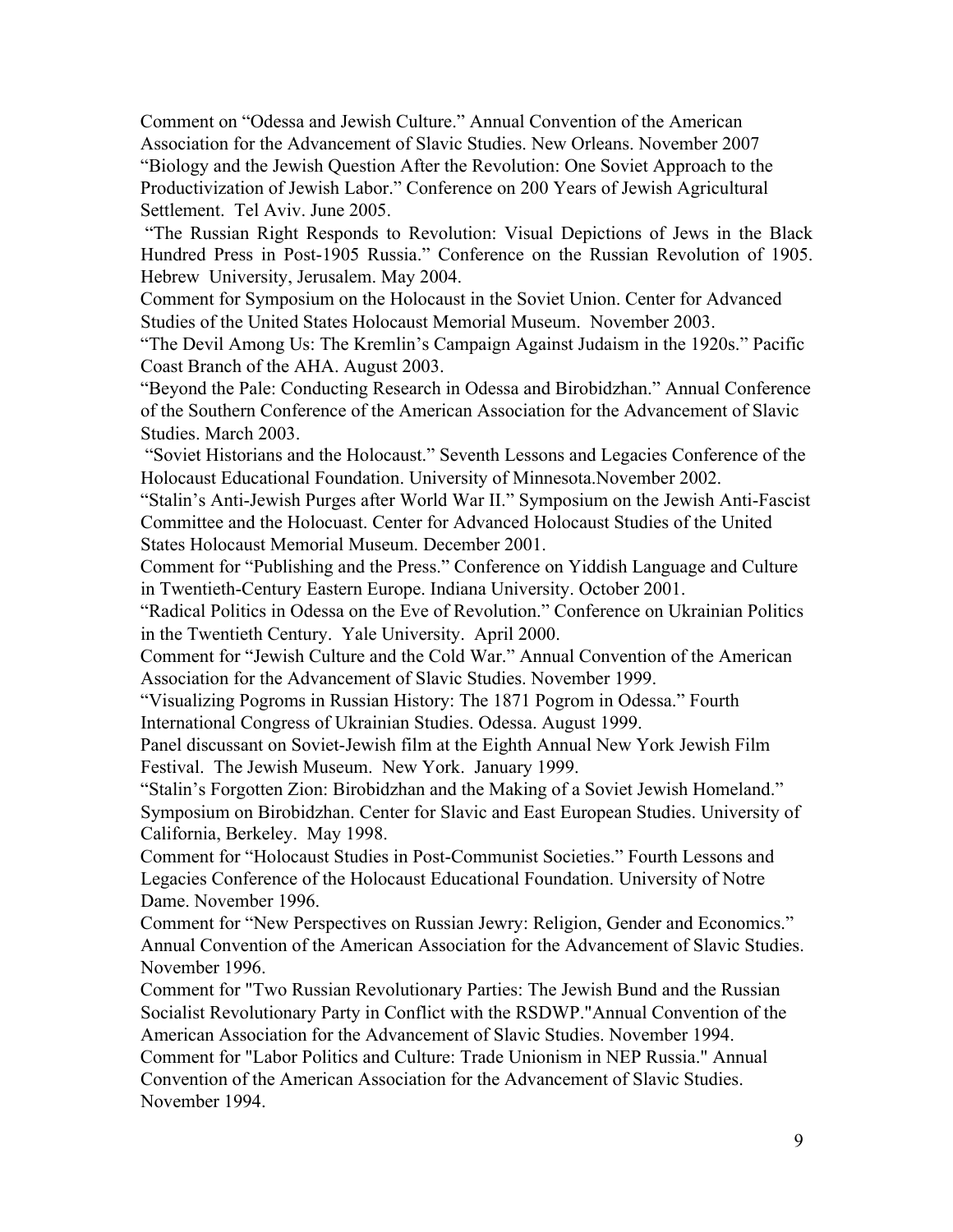Comment on "Odessa and Jewish Culture." Annual Convention of the American Association for the Advancement of Slavic Studies. New Orleans. November 2007

"Biology and the Jewish Question After the Revolution: One Soviet Approach to the Productivization of Jewish Labor." Conference on 200 Years of Jewish Agricultural Settlement. Tel Aviv. June 2005.

"The Russian Right Responds to Revolution: Visual Depictions of Jews in the Black Hundred Press in Post-1905 Russia." Conference on the Russian Revolution of 1905. Hebrew University, Jerusalem. May 2004.

Comment for Symposium on the Holocaust in the Soviet Union. Center for Advanced Studies of the United States Holocaust Memorial Museum. November 2003.

"The Devil Among Us: The Kremlin's Campaign Against Judaism in the 1920s." Pacific Coast Branch of the AHA. August 2003.

"Beyond the Pale: Conducting Research in Odessa and Birobidzhan." Annual Conference of the Southern Conference of the American Association for the Advancement of Slavic Studies. March 2003.

"Soviet Historians and the Holocaust." Seventh Lessons and Legacies Conference of the Holocaust Educational Foundation. University of Minnesota.November 2002.

"Stalin's Anti-Jewish Purges after World War II." Symposium on the Jewish Anti-Fascist Committee and the Holocuast. Center for Advanced Holocaust Studies of the United States Holocaust Memorial Museum. December 2001.

Comment for "Publishing and the Press." Conference on Yiddish Language and Culture in Twentieth-Century Eastern Europe. Indiana University. October 2001.

"Radical Politics in Odessa on the Eve of Revolution." Conference on Ukrainian Politics in the Twentieth Century. Yale University. April 2000.

Comment for "Jewish Culture and the Cold War." Annual Convention of the American Association for the Advancement of Slavic Studies. November 1999.

"Visualizing Pogroms in Russian History: The 1871 Pogrom in Odessa." Fourth International Congress of Ukrainian Studies. Odessa. August 1999.

Panel discussant on Soviet-Jewish film at the Eighth Annual New York Jewish Film Festival. The Jewish Museum. New York. January 1999.

"Stalin's Forgotten Zion: Birobidzhan and the Making of a Soviet Jewish Homeland." Symposium on Birobidzhan. Center for Slavic and East European Studies. University of California, Berkeley. May 1998.

Comment for "Holocaust Studies in Post-Communist Societies." Fourth Lessons and Legacies Conference of the Holocaust Educational Foundation. University of Notre Dame. November 1996.

Comment for "New Perspectives on Russian Jewry: Religion, Gender and Economics." Annual Convention of the American Association for the Advancement of Slavic Studies. November 1996.

Comment for "Two Russian Revolutionary Parties: The Jewish Bund and the Russian Socialist Revolutionary Party in Conflict with the RSDWP."Annual Convention of the American Association for the Advancement of Slavic Studies. November 1994.

Comment for "Labor Politics and Culture: Trade Unionism in NEP Russia." Annual Convention of the American Association for the Advancement of Slavic Studies. November 1994.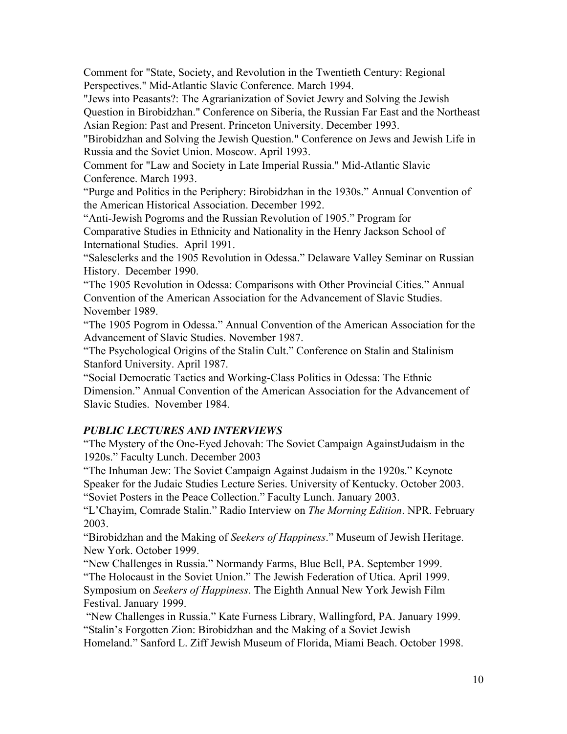Comment for "State, Society, and Revolution in the Twentieth Century: Regional Perspectives." Mid-Atlantic Slavic Conference. March 1994.

"Jews into Peasants?: The Agrarianization of Soviet Jewry and Solving the Jewish Question in Birobidzhan." Conference on Siberia, the Russian Far East and the Northeast Asian Region: Past and Present. Princeton University. December 1993.

"Birobidzhan and Solving the Jewish Question." Conference on Jews and Jewish Life in Russia and the Soviet Union. Moscow. April 1993.

Comment for "Law and Society in Late Imperial Russia." Mid-Atlantic Slavic Conference. March 1993.

"Purge and Politics in the Periphery: Birobidzhan in the 1930s." Annual Convention of the American Historical Association. December 1992.

"Anti-Jewish Pogroms and the Russian Revolution of 1905." Program for Comparative Studies in Ethnicity and Nationality in the Henry Jackson School of International Studies. April 1991.

"Salesclerks and the 1905 Revolution in Odessa." Delaware Valley Seminar on Russian History. December 1990.

"The 1905 Revolution in Odessa: Comparisons with Other Provincial Cities." Annual Convention of the American Association for the Advancement of Slavic Studies. November 1989.

"The 1905 Pogrom in Odessa." Annual Convention of the American Association for the Advancement of Slavic Studies. November 1987.

"The Psychological Origins of the Stalin Cult." Conference on Stalin and Stalinism Stanford University. April 1987.

"Social Democratic Tactics and Working-Class Politics in Odessa: The Ethnic Dimension." Annual Convention of the American Association for the Advancement of Slavic Studies. November 1984.

### *PUBLIC LECTURES AND INTERVIEWS*

"The Mystery of the One-Eyed Jehovah: The Soviet Campaign AgainstJudaism in the 1920s." Faculty Lunch. December 2003

"The Inhuman Jew: The Soviet Campaign Against Judaism in the 1920s." Keynote Speaker for the Judaic Studies Lecture Series. University of Kentucky. October 2003.

"Soviet Posters in the Peace Collection." Faculty Lunch. January 2003.

"L'Chayim, Comrade Stalin." Radio Interview on *The Morning Edition*. NPR. February 2003.

"Birobidzhan and the Making of *Seekers of Happiness*." Museum of Jewish Heritage. New York. October 1999.

"New Challenges in Russia." Normandy Farms, Blue Bell, PA. September 1999.

"The Holocaust in the Soviet Union." The Jewish Federation of Utica. April 1999.

Symposium on *Seekers of Happiness*. The Eighth Annual New York Jewish Film Festival. January 1999.

"New Challenges in Russia." Kate Furness Library, Wallingford, PA. January 1999.

"Stalin's Forgotten Zion: Birobidzhan and the Making of a Soviet Jewish Homeland." Sanford L. Ziff Jewish Museum of Florida, Miami Beach. October 1998.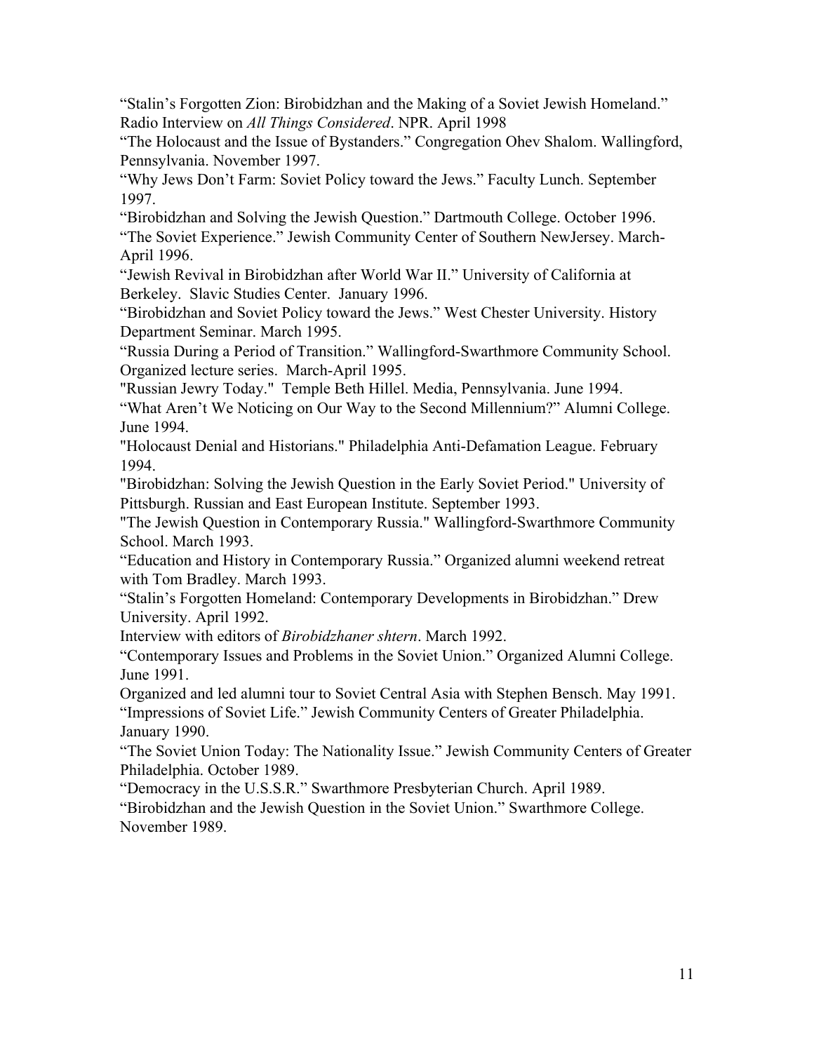"Stalin's Forgotten Zion: Birobidzhan and the Making of a Soviet Jewish Homeland." Radio Interview on *All Things Considered*. NPR. April 1998

"The Holocaust and the Issue of Bystanders." Congregation Ohev Shalom. Wallingford, Pennsylvania. November 1997.

"Why Jews Don't Farm: Soviet Policy toward the Jews." Faculty Lunch. September 1997.

"Birobidzhan and Solving the Jewish Question." Dartmouth College. October 1996.

"The Soviet Experience." Jewish Community Center of Southern NewJersey. March-April 1996.

"Jewish Revival in Birobidzhan after World War II." University of California at Berkeley. Slavic Studies Center. January 1996.

"Birobidzhan and Soviet Policy toward the Jews." West Chester University. History Department Seminar. March 1995.

"Russia During a Period of Transition." Wallingford-Swarthmore Community School. Organized lecture series. March-April 1995.

"Russian Jewry Today." Temple Beth Hillel. Media, Pennsylvania. June 1994.

"What Aren't We Noticing on Our Way to the Second Millennium?" Alumni College. June 1994.

"Holocaust Denial and Historians." Philadelphia Anti-Defamation League. February 1994.

"Birobidzhan: Solving the Jewish Question in the Early Soviet Period." University of Pittsburgh. Russian and East European Institute. September 1993.

"The Jewish Question in Contemporary Russia." Wallingford-Swarthmore Community School. March 1993.

"Education and History in Contemporary Russia." Organized alumni weekend retreat with Tom Bradley. March 1993.

"Stalin's Forgotten Homeland: Contemporary Developments in Birobidzhan." Drew University. April 1992.

Interview with editors of *Birobidzhaner shtern*. March 1992.

"Contemporary Issues and Problems in the Soviet Union." Organized Alumni College. June 1991.

Organized and led alumni tour to Soviet Central Asia with Stephen Bensch. May 1991.

"Impressions of Soviet Life." Jewish Community Centers of Greater Philadelphia. January 1990.

"The Soviet Union Today: The Nationality Issue." Jewish Community Centers of Greater Philadelphia. October 1989.

"Democracy in the U.S.S.R." Swarthmore Presbyterian Church. April 1989.

"Birobidzhan and the Jewish Question in the Soviet Union." Swarthmore College. November 1989.